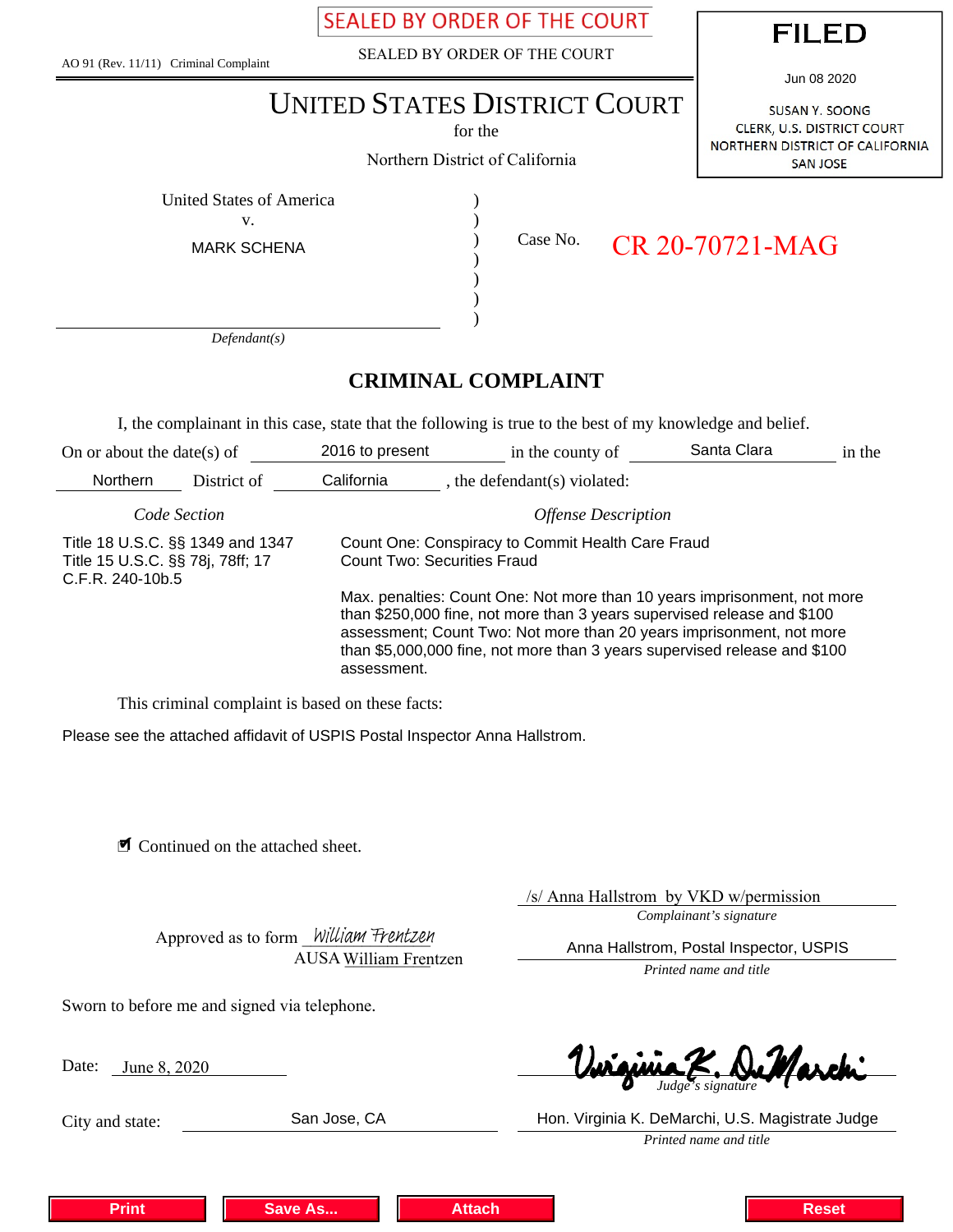SEALED BY ORDER OF THE COURT

AO 91 (Rev. 11/11) Criminal Complaint

SEALED BY ORDER OF THE COURT

**FILED**

Jun 08 2020

SUSAN Y. SOONG
CLERK, U.S. DISTRICT COURT
NORTHERN DISTRICT OF CALIFORNIA
SAN JOSE

# UNITED STATES DISTRICT COURT

for the

Northern District of California

United States of America
v.
MARK SCHENA

*Defendant(s)*

Case No. CR 20-70721-MAG

## CRIMINAL COMPLAINT

I, the complainant in this case, state that the following is true to the best of my knowledge and belief.

On or about the date(s) of 2016 to present in the county of Santa Clara in the Northern District of California, the defendant(s) violated:

| *Code Section* | *Offense Description* |
|---|---|
| Title 18 U.S.C. §§ 1349 and 1347<br>Title 15 U.S.C. §§ 78j, 78ff; 17 C.F.R. 240-10b.5 | Count One: Conspiracy to Commit Health Care Fraud<br>Count Two: Securities Fraud<br><br>Max. penalties: Count One: Not more than 10 years imprisonment, not more than $250,000 fine, not more than 3 years supervised release and $100 assessment; Count Two: Not more than 20 years imprisonment, not more than $5,000,000 fine, not more than 3 years supervised release and $100 assessment. |

This criminal complaint is based on these facts:

Please see the attached affidavit of USPIS Postal Inspector Anna Hallstrom.

☑ Continued on the attached sheet.

/s/ Anna Hallstrom by VKD w/permission
*Complainant's signature*

Anna Hallstrom, Postal Inspector, USPIS
*Printed name and title*

Approved as to form *William Frentzen*
AUSA William Frentzen

Sworn to before me and signed via telephone.

Date: June 8, 2020

*Virginia K. DeMarchi*
*Judge's signature*

City and state: San Jose, CA

Hon. Virginia K. DeMarchi, U.S. Magistrate Judge
*Printed name and title*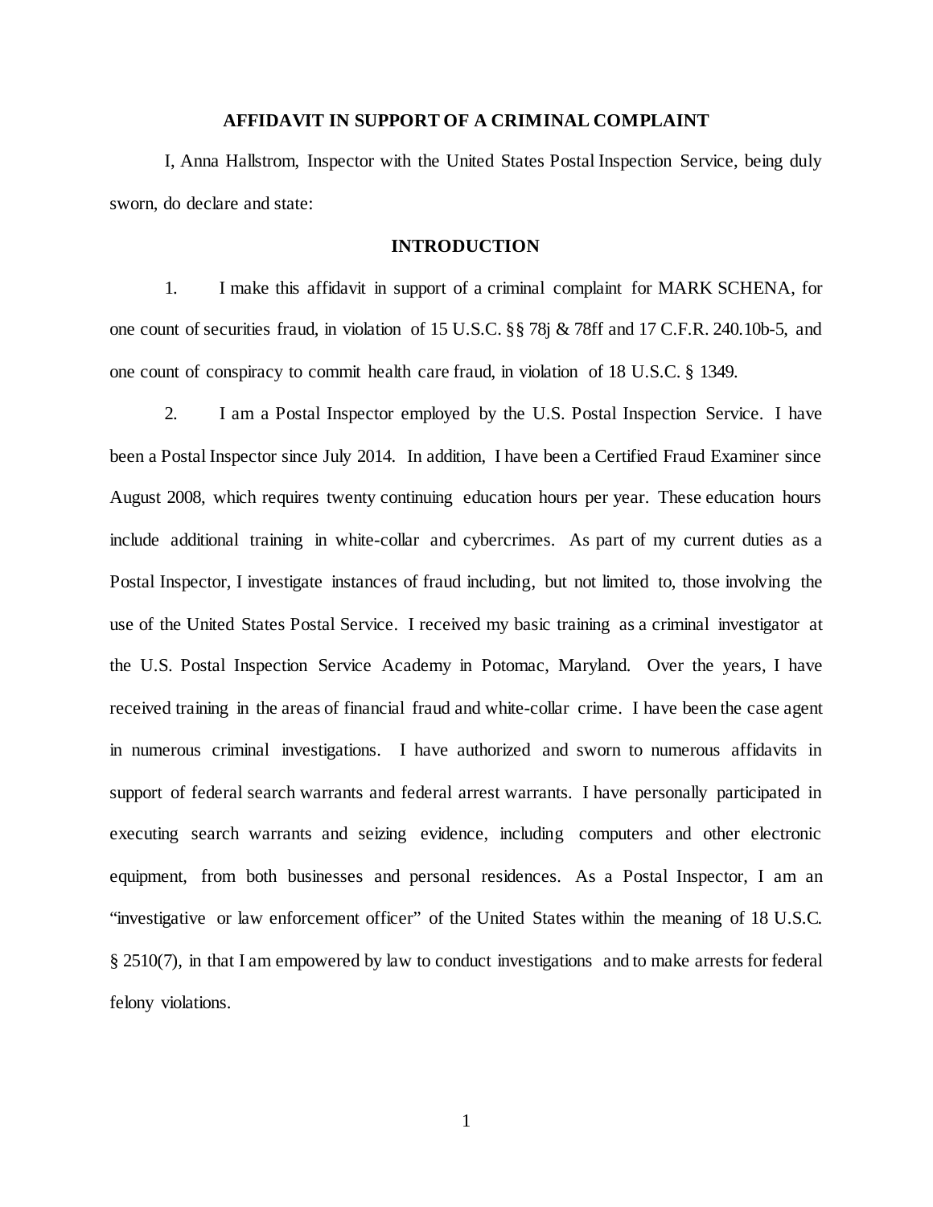**AFFIDAVIT IN SUPPORT OF A CRIMINAL COMPLAINT**

I, Anna Hallstrom, Inspector with the United States Postal Inspection Service, being duly sworn, do declare and state:

**INTRODUCTION**

1. I make this affidavit in support of a criminal complaint for MARK SCHENA, for one count of securities fraud, in violation of 15 U.S.C. §§ 78j & 78ff and 17 C.F.R. 240.10b-5, and one count of conspiracy to commit health care fraud, in violation of 18 U.S.C. § 1349.

2. I am a Postal Inspector employed by the U.S. Postal Inspection Service. I have been a Postal Inspector since July 2014. In addition, I have been a Certified Fraud Examiner since August 2008, which requires twenty continuing education hours per year. These education hours include additional training in white-collar and cybercrimes. As part of my current duties as a Postal Inspector, I investigate instances of fraud including, but not limited to, those involving the use of the United States Postal Service. I received my basic training as a criminal investigator at the U.S. Postal Inspection Service Academy in Potomac, Maryland. Over the years, I have received training in the areas of financial fraud and white-collar crime. I have been the case agent in numerous criminal investigations. I have authorized and sworn to numerous affidavits in support of federal search warrants and federal arrest warrants. I have personally participated in executing search warrants and seizing evidence, including computers and other electronic equipment, from both businesses and personal residences. As a Postal Inspector, I am an "investigative or law enforcement officer" of the United States within the meaning of 18 U.S.C. § 2510(7), in that I am empowered by law to conduct investigations and to make arrests for federal felony violations.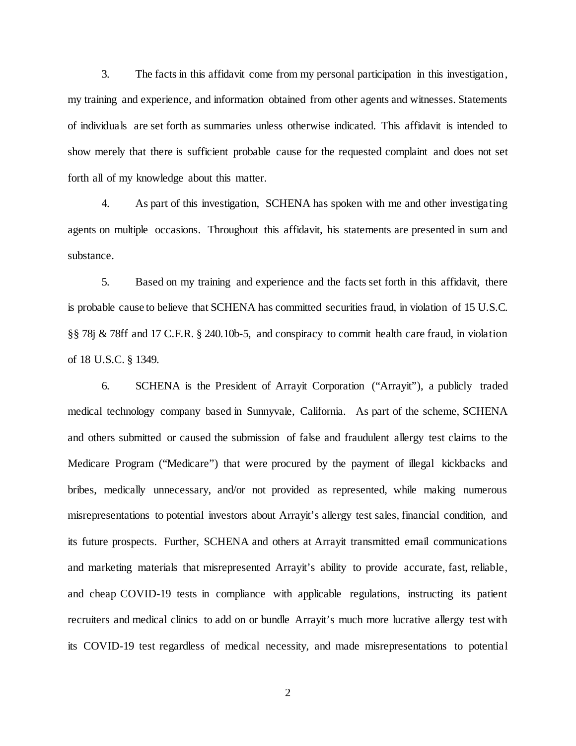3. The facts in this affidavit come from my personal participation in this investigation, my training and experience, and information obtained from other agents and witnesses. Statements of individuals are set forth as summaries unless otherwise indicated. This affidavit is intended to show merely that there is sufficient probable cause for the requested complaint and does not set forth all of my knowledge about this matter.

4. As part of this investigation, SCHENA has spoken with me and other investigating agents on multiple occasions. Throughout this affidavit, his statements are presented in sum and substance.

5. Based on my training and experience and the facts set forth in this affidavit, there is probable cause to believe that SCHENA has committed securities fraud, in violation of 15 U.S.C. §§ 78j & 78ff and 17 C.F.R. § 240.10b-5, and conspiracy to commit health care fraud, in violation of 18 U.S.C. § 1349.

6. SCHENA is the President of Arrayit Corporation ("Arrayit"), a publicly traded medical technology company based in Sunnyvale, California. As part of the scheme, SCHENA and others submitted or caused the submission of false and fraudulent allergy test claims to the Medicare Program ("Medicare") that were procured by the payment of illegal kickbacks and bribes, medically unnecessary, and/or not provided as represented, while making numerous misrepresentations to potential investors about Arrayit's allergy test sales, financial condition, and its future prospects. Further, SCHENA and others at Arrayit transmitted email communications and marketing materials that misrepresented Arrayit's ability to provide accurate, fast, reliable, and cheap COVID-19 tests in compliance with applicable regulations, instructing its patient recruiters and medical clinics to add on or bundle Arrayit's much more lucrative allergy test with its COVID-19 test regardless of medical necessity, and made misrepresentations to potential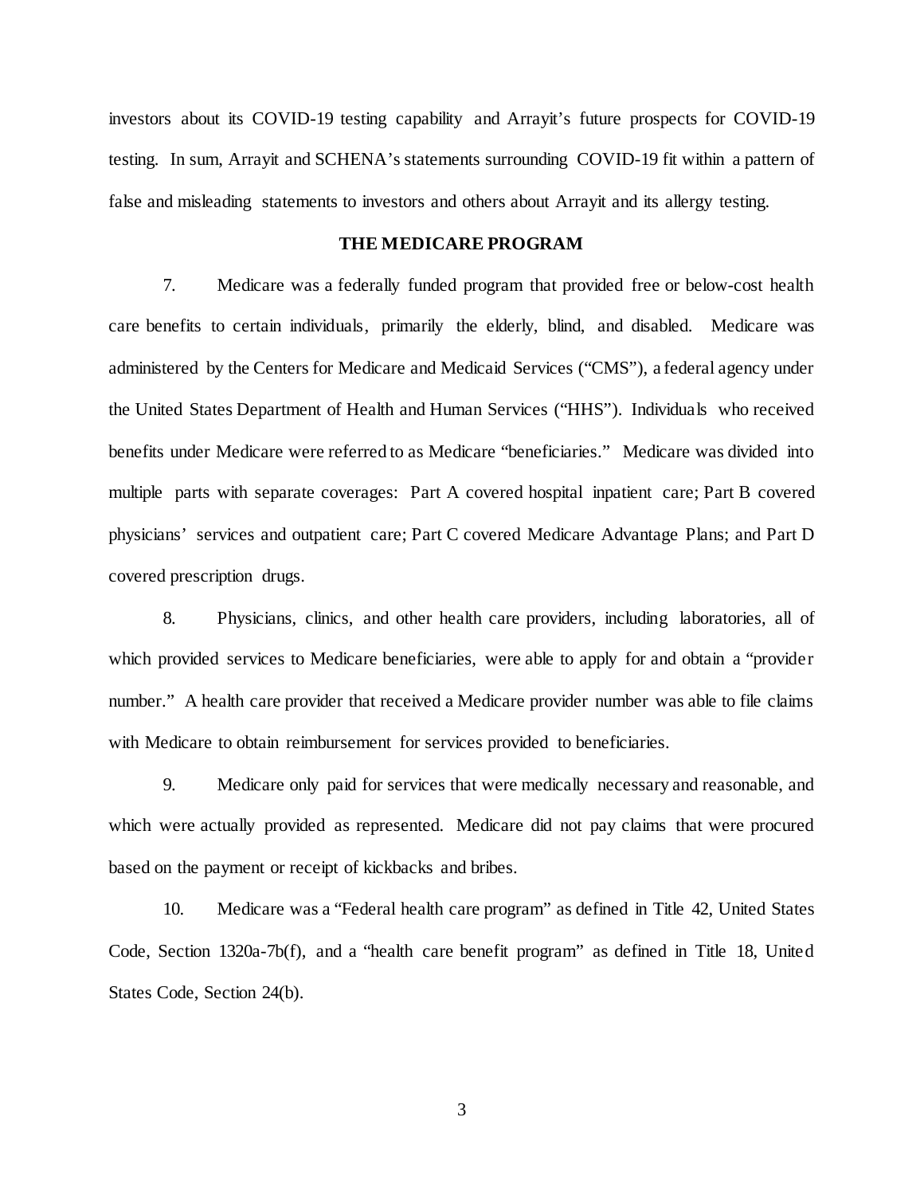investors about its COVID-19 testing capability and Arrayit's future prospects for COVID-19 testing. In sum, Arrayit and SCHENA's statements surrounding COVID-19 fit within a pattern of false and misleading statements to investors and others about Arrayit and its allergy testing.

## THE MEDICARE PROGRAM

7. Medicare was a federally funded program that provided free or below-cost health care benefits to certain individuals, primarily the elderly, blind, and disabled. Medicare was administered by the Centers for Medicare and Medicaid Services ("CMS"), a federal agency under the United States Department of Health and Human Services ("HHS"). Individuals who received benefits under Medicare were referred to as Medicare "beneficiaries." Medicare was divided into multiple parts with separate coverages: Part A covered hospital inpatient care; Part B covered physicians' services and outpatient care; Part C covered Medicare Advantage Plans; and Part D covered prescription drugs.

8. Physicians, clinics, and other health care providers, including laboratories, all of which provided services to Medicare beneficiaries, were able to apply for and obtain a "provider number." A health care provider that received a Medicare provider number was able to file claims with Medicare to obtain reimbursement for services provided to beneficiaries.

9. Medicare only paid for services that were medically necessary and reasonable, and which were actually provided as represented. Medicare did not pay claims that were procured based on the payment or receipt of kickbacks and bribes.

10. Medicare was a "Federal health care program" as defined in Title 42, United States Code, Section 1320a-7b(f), and a "health care benefit program" as defined in Title 18, United States Code, Section 24(b).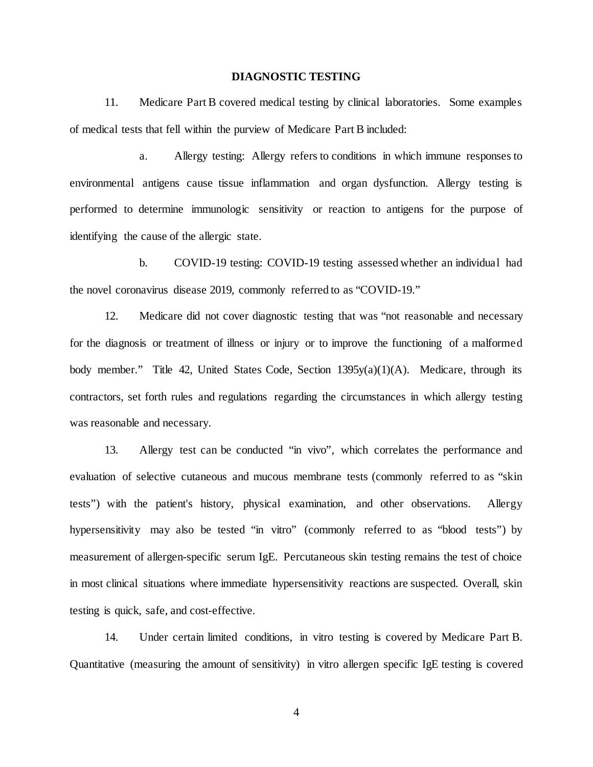## DIAGNOSTIC TESTING

11. Medicare Part B covered medical testing by clinical laboratories. Some examples of medical tests that fell within the purview of Medicare Part B included:

a. Allergy testing: Allergy refers to conditions in which immune responses to environmental antigens cause tissue inflammation and organ dysfunction. Allergy testing is performed to determine immunologic sensitivity or reaction to antigens for the purpose of identifying the cause of the allergic state.

b. COVID-19 testing: COVID-19 testing assessed whether an individual had the novel coronavirus disease 2019, commonly referred to as "COVID-19."

12. Medicare did not cover diagnostic testing that was "not reasonable and necessary for the diagnosis or treatment of illness or injury or to improve the functioning of a malformed body member." Title 42, United States Code, Section 1395y(a)(1)(A). Medicare, through its contractors, set forth rules and regulations regarding the circumstances in which allergy testing was reasonable and necessary.

13. Allergy test can be conducted "in vivo", which correlates the performance and evaluation of selective cutaneous and mucous membrane tests (commonly referred to as "skin tests") with the patient's history, physical examination, and other observations. Allergy hypersensitivity may also be tested "in vitro" (commonly referred to as "blood tests") by measurement of allergen-specific serum IgE. Percutaneous skin testing remains the test of choice in most clinical situations where immediate hypersensitivity reactions are suspected. Overall, skin testing is quick, safe, and cost-effective.

14. Under certain limited conditions, in vitro testing is covered by Medicare Part B. Quantitative (measuring the amount of sensitivity) in vitro allergen specific IgE testing is covered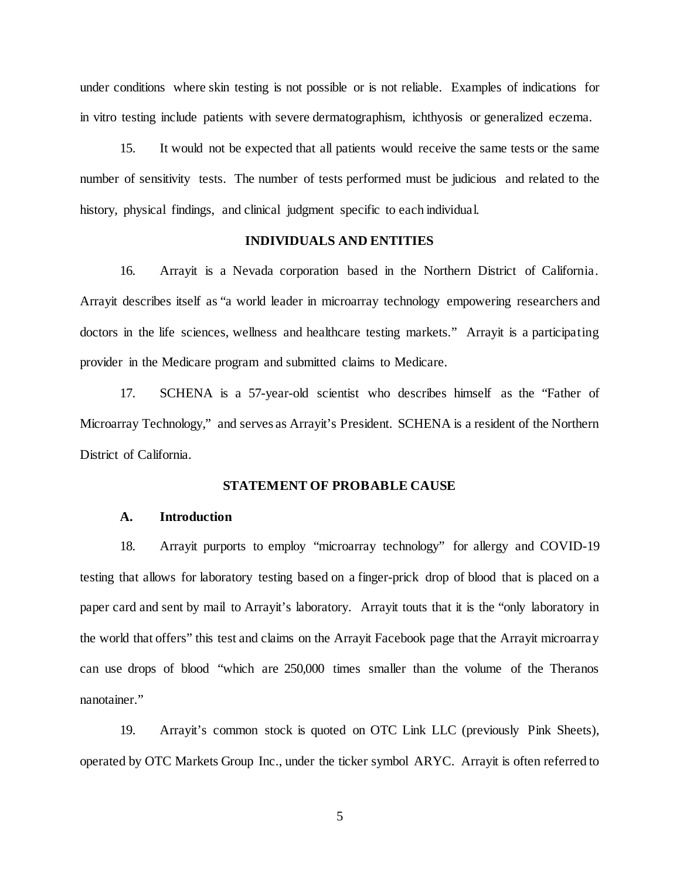under conditions where skin testing is not possible or is not reliable. Examples of indications for in vitro testing include patients with severe dermatographism, ichthyosis or generalized eczema.

15. It would not be expected that all patients would receive the same tests or the same number of sensitivity tests. The number of tests performed must be judicious and related to the history, physical findings, and clinical judgment specific to each individual.

## INDIVIDUALS AND ENTITIES

16. Arrayit is a Nevada corporation based in the Northern District of California. Arrayit describes itself as "a world leader in microarray technology empowering researchers and doctors in the life sciences, wellness and healthcare testing markets." Arrayit is a participating provider in the Medicare program and submitted claims to Medicare.

17. SCHENA is a 57-year-old scientist who describes himself as the "Father of Microarray Technology," and serves as Arrayit's President. SCHENA is a resident of the Northern District of California.

## STATEMENT OF PROBABLE CAUSE

### A. Introduction

18. Arrayit purports to employ "microarray technology" for allergy and COVID-19 testing that allows for laboratory testing based on a finger-prick drop of blood that is placed on a paper card and sent by mail to Arrayit's laboratory. Arrayit touts that it is the "only laboratory in the world that offers" this test and claims on the Arrayit Facebook page that the Arrayit microarray can use drops of blood "which are 250,000 times smaller than the volume of the Theranos nanotainer."

19. Arrayit's common stock is quoted on OTC Link LLC (previously Pink Sheets), operated by OTC Markets Group Inc., under the ticker symbol ARYC. Arrayit is often referred to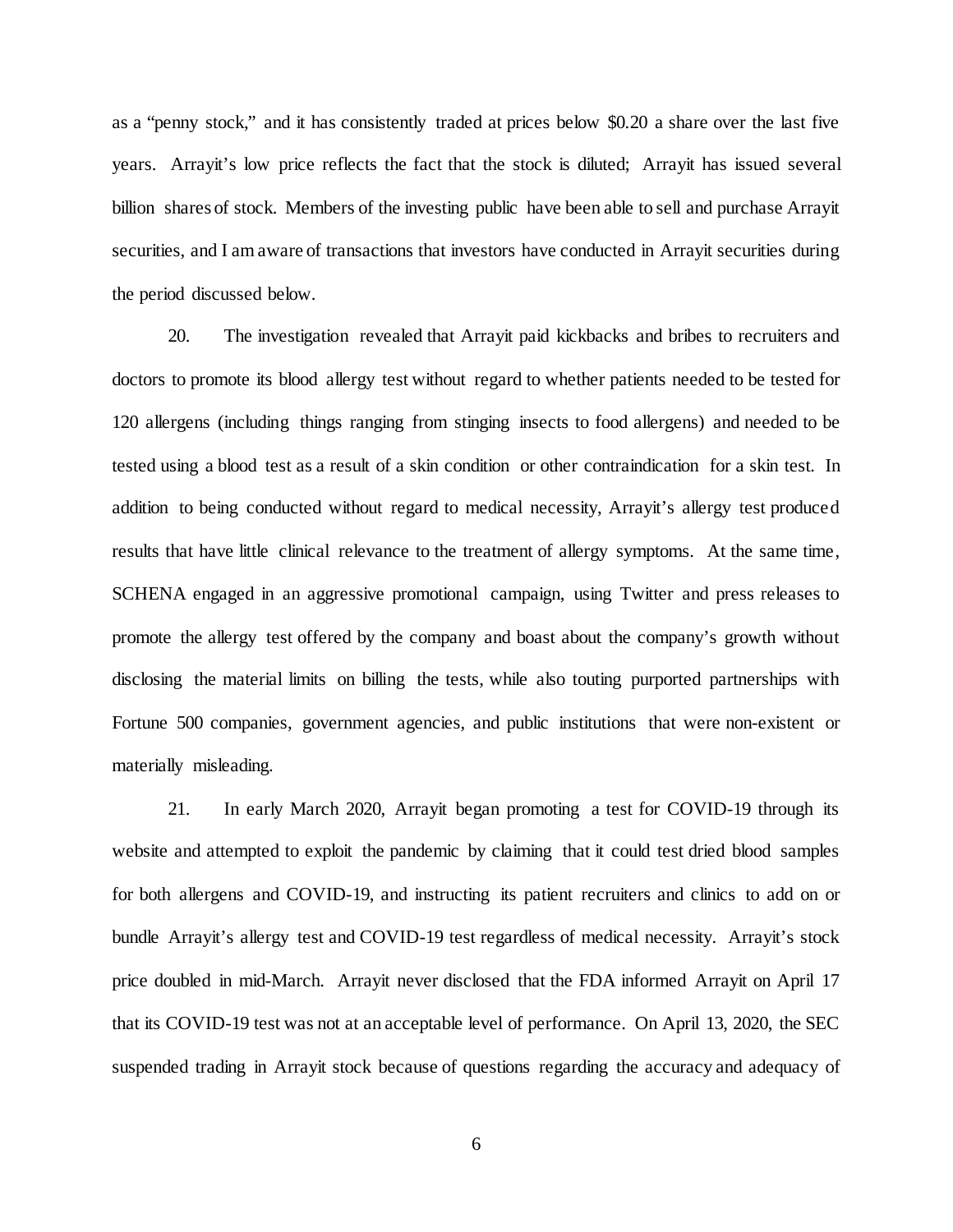as a "penny stock," and it has consistently traded at prices below $0.20 a share over the last five years. Arrayit's low price reflects the fact that the stock is diluted; Arrayit has issued several billion shares of stock. Members of the investing public have been able to sell and purchase Arrayit securities, and I am aware of transactions that investors have conducted in Arrayit securities during the period discussed below.

20. The investigation revealed that Arrayit paid kickbacks and bribes to recruiters and doctors to promote its blood allergy test without regard to whether patients needed to be tested for 120 allergens (including things ranging from stinging insects to food allergens) and needed to be tested using a blood test as a result of a skin condition or other contraindication for a skin test. In addition to being conducted without regard to medical necessity, Arrayit's allergy test produced results that have little clinical relevance to the treatment of allergy symptoms. At the same time, SCHENA engaged in an aggressive promotional campaign, using Twitter and press releases to promote the allergy test offered by the company and boast about the company's growth without disclosing the material limits on billing the tests, while also touting purported partnerships with Fortune 500 companies, government agencies, and public institutions that were non-existent or materially misleading.

21. In early March 2020, Arrayit began promoting a test for COVID-19 through its website and attempted to exploit the pandemic by claiming that it could test dried blood samples for both allergens and COVID-19, and instructing its patient recruiters and clinics to add on or bundle Arrayit's allergy test and COVID-19 test regardless of medical necessity. Arrayit's stock price doubled in mid-March. Arrayit never disclosed that the FDA informed Arrayit on April 17 that its COVID-19 test was not at an acceptable level of performance. On April 13, 2020, the SEC suspended trading in Arrayit stock because of questions regarding the accuracy and adequacy of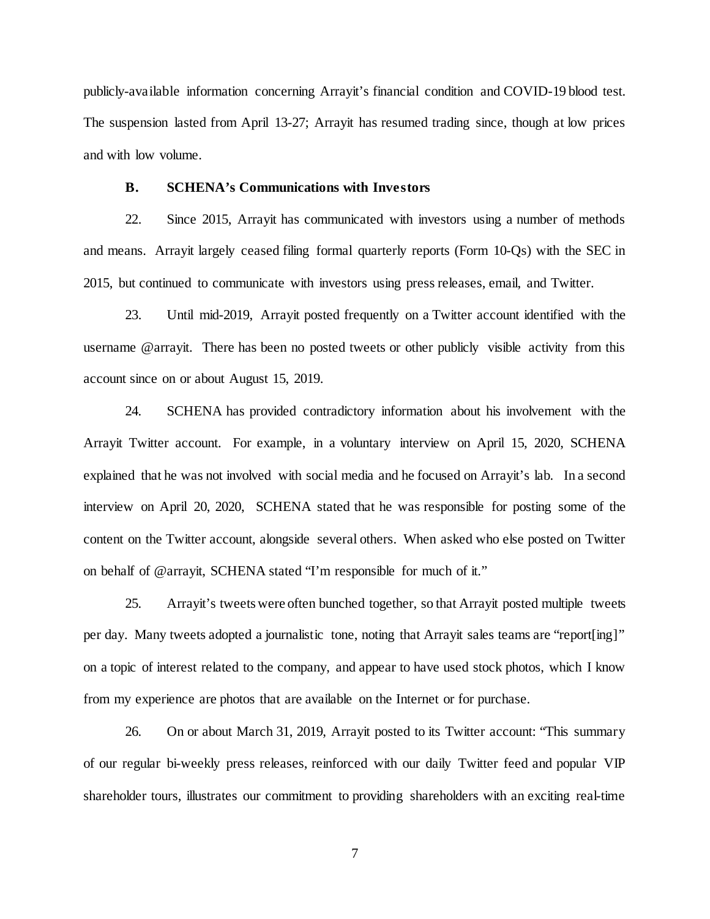publicly-available information concerning Arrayit's financial condition and COVID-19 blood test. The suspension lasted from April 13-27; Arrayit has resumed trading since, though at low prices and with low volume.

### B. SCHENA's Communications with Investors

22. Since 2015, Arrayit has communicated with investors using a number of methods and means. Arrayit largely ceased filing formal quarterly reports (Form 10-Qs) with the SEC in 2015, but continued to communicate with investors using press releases, email, and Twitter.

23. Until mid-2019, Arrayit posted frequently on a Twitter account identified with the username @arrayit. There has been no posted tweets or other publicly visible activity from this account since on or about August 15, 2019.

24. SCHENA has provided contradictory information about his involvement with the Arrayit Twitter account. For example, in a voluntary interview on April 15, 2020, SCHENA explained that he was not involved with social media and he focused on Arrayit's lab. In a second interview on April 20, 2020, SCHENA stated that he was responsible for posting some of the content on the Twitter account, alongside several others. When asked who else posted on Twitter on behalf of @arrayit, SCHENA stated "I'm responsible for much of it."

25. Arrayit's tweets were often bunched together, so that Arrayit posted multiple tweets per day. Many tweets adopted a journalistic tone, noting that Arrayit sales teams are "report[ing]" on a topic of interest related to the company, and appear to have used stock photos, which I know from my experience are photos that are available on the Internet or for purchase.

26. On or about March 31, 2019, Arrayit posted to its Twitter account: "This summary of our regular bi-weekly press releases, reinforced with our daily Twitter feed and popular VIP shareholder tours, illustrates our commitment to providing shareholders with an exciting real-time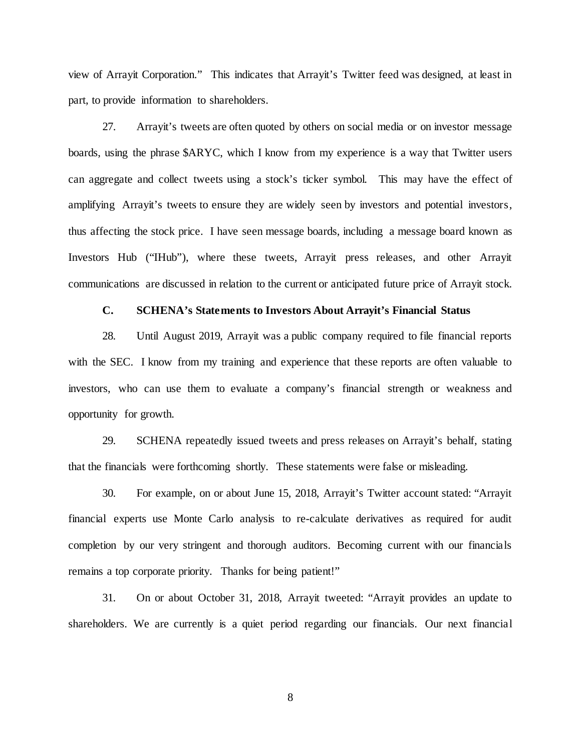view of Arrayit Corporation." This indicates that Arrayit's Twitter feed was designed, at least in part, to provide information to shareholders.

27. Arrayit's tweets are often quoted by others on social media or on investor message boards, using the phrase $ARYC, which I know from my experience is a way that Twitter users can aggregate and collect tweets using a stock's ticker symbol. This may have the effect of amplifying Arrayit's tweets to ensure they are widely seen by investors and potential investors, thus affecting the stock price. I have seen message boards, including a message board known as Investors Hub ("IHub"), where these tweets, Arrayit press releases, and other Arrayit communications are discussed in relation to the current or anticipated future price of Arrayit stock.

### C. SCHENA's Statements to Investors About Arrayit's Financial Status

28. Until August 2019, Arrayit was a public company required to file financial reports with the SEC. I know from my training and experience that these reports are often valuable to investors, who can use them to evaluate a company's financial strength or weakness and opportunity for growth.

29. SCHENA repeatedly issued tweets and press releases on Arrayit's behalf, stating that the financials were forthcoming shortly. These statements were false or misleading.

30. For example, on or about June 15, 2018, Arrayit's Twitter account stated: "Arrayit financial experts use Monte Carlo analysis to re-calculate derivatives as required for audit completion by our very stringent and thorough auditors. Becoming current with our financials remains a top corporate priority. Thanks for being patient!"

31. On or about October 31, 2018, Arrayit tweeted: "Arrayit provides an update to shareholders. We are currently is a quiet period regarding our financials. Our next financial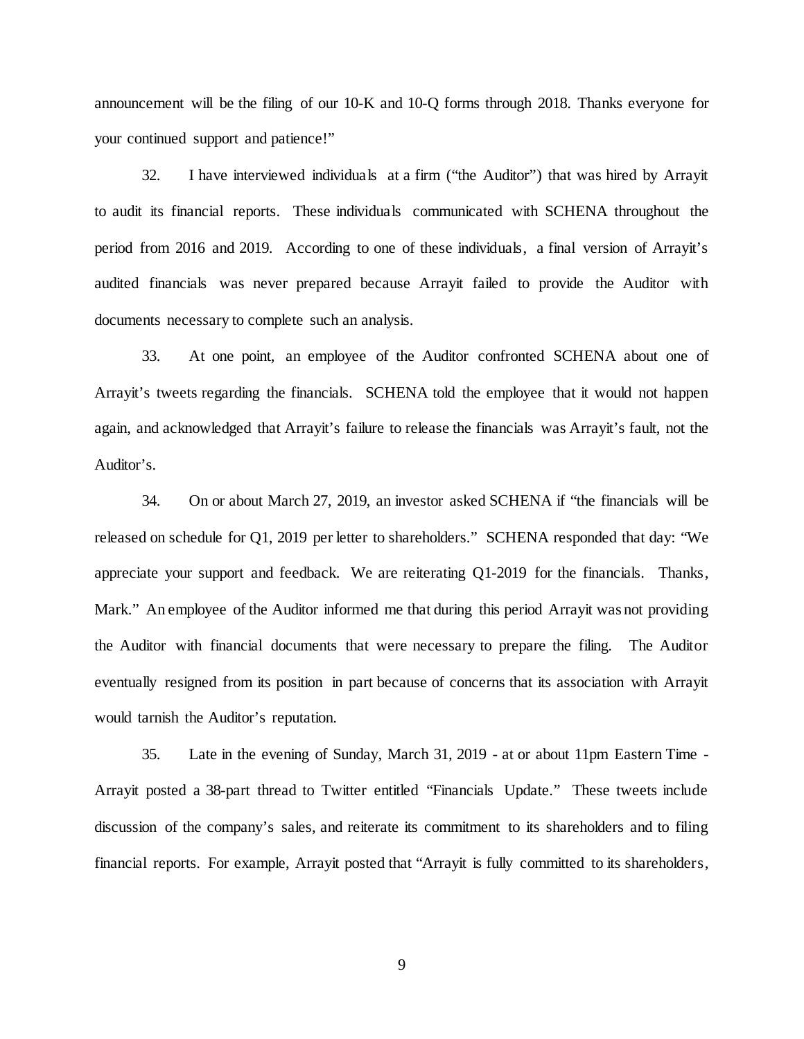announcement will be the filing of our 10-K and 10-Q forms through 2018. Thanks everyone for your continued support and patience!"

32. I have interviewed individuals at a firm ("the Auditor") that was hired by Arrayit to audit its financial reports. These individuals communicated with SCHENA throughout the period from 2016 and 2019. According to one of these individuals, a final version of Arrayit's audited financials was never prepared because Arrayit failed to provide the Auditor with documents necessary to complete such an analysis.

33. At one point, an employee of the Auditor confronted SCHENA about one of Arrayit's tweets regarding the financials. SCHENA told the employee that it would not happen again, and acknowledged that Arrayit's failure to release the financials was Arrayit's fault, not the Auditor's.

34. On or about March 27, 2019, an investor asked SCHENA if "the financials will be released on schedule for Q1, 2019 per letter to shareholders." SCHENA responded that day: "We appreciate your support and feedback. We are reiterating Q1-2019 for the financials. Thanks, Mark." An employee of the Auditor informed me that during this period Arrayit was not providing the Auditor with financial documents that were necessary to prepare the filing. The Auditor eventually resigned from its position in part because of concerns that its association with Arrayit would tarnish the Auditor's reputation.

35. Late in the evening of Sunday, March 31, 2019 - at or about 11pm Eastern Time - Arrayit posted a 38-part thread to Twitter entitled "Financials Update." These tweets include discussion of the company's sales, and reiterate its commitment to its shareholders and to filing financial reports. For example, Arrayit posted that "Arrayit is fully committed to its shareholders,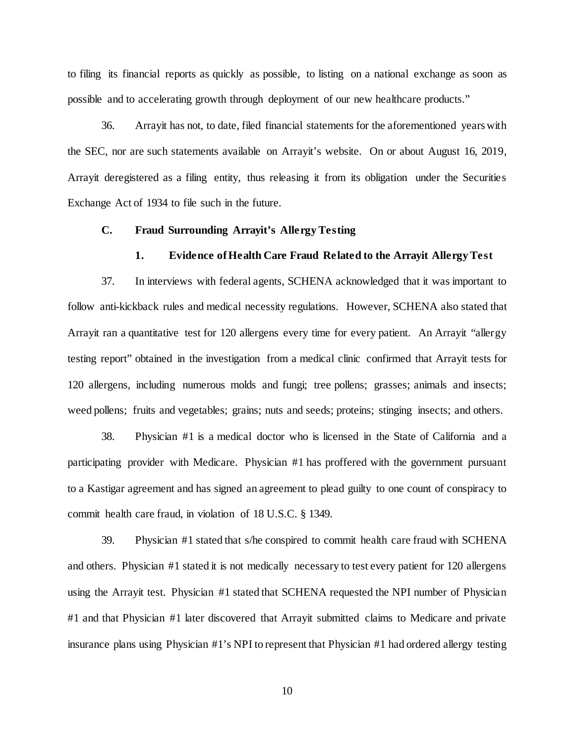to filing its financial reports as quickly as possible, to listing on a national exchange as soon as possible and to accelerating growth through deployment of our new healthcare products."

36. Arrayit has not, to date, filed financial statements for the aforementioned years with the SEC, nor are such statements available on Arrayit's website. On or about August 16, 2019, Arrayit deregistered as a filing entity, thus releasing it from its obligation under the Securities Exchange Act of 1934 to file such in the future.

### C. Fraud Surrounding Arrayit's Allergy Testing

#### 1. Evidence of Health Care Fraud Related to the Arrayit Allergy Test

37. In interviews with federal agents, SCHENA acknowledged that it was important to follow anti-kickback rules and medical necessity regulations. However, SCHENA also stated that Arrayit ran a quantitative test for 120 allergens every time for every patient. An Arrayit "allergy testing report" obtained in the investigation from a medical clinic confirmed that Arrayit tests for 120 allergens, including numerous molds and fungi; tree pollens; grasses; animals and insects; weed pollens; fruits and vegetables; grains; nuts and seeds; proteins; stinging insects; and others.

38. Physician #1 is a medical doctor who is licensed in the State of California and a participating provider with Medicare. Physician #1 has proffered with the government pursuant to a Kastigar agreement and has signed an agreement to plead guilty to one count of conspiracy to commit health care fraud, in violation of 18 U.S.C. § 1349.

39. Physician #1 stated that s/he conspired to commit health care fraud with SCHENA and others. Physician #1 stated it is not medically necessary to test every patient for 120 allergens using the Arrayit test. Physician #1 stated that SCHENA requested the NPI number of Physician #1 and that Physician #1 later discovered that Arrayit submitted claims to Medicare and private insurance plans using Physician #1's NPI to represent that Physician #1 had ordered allergy testing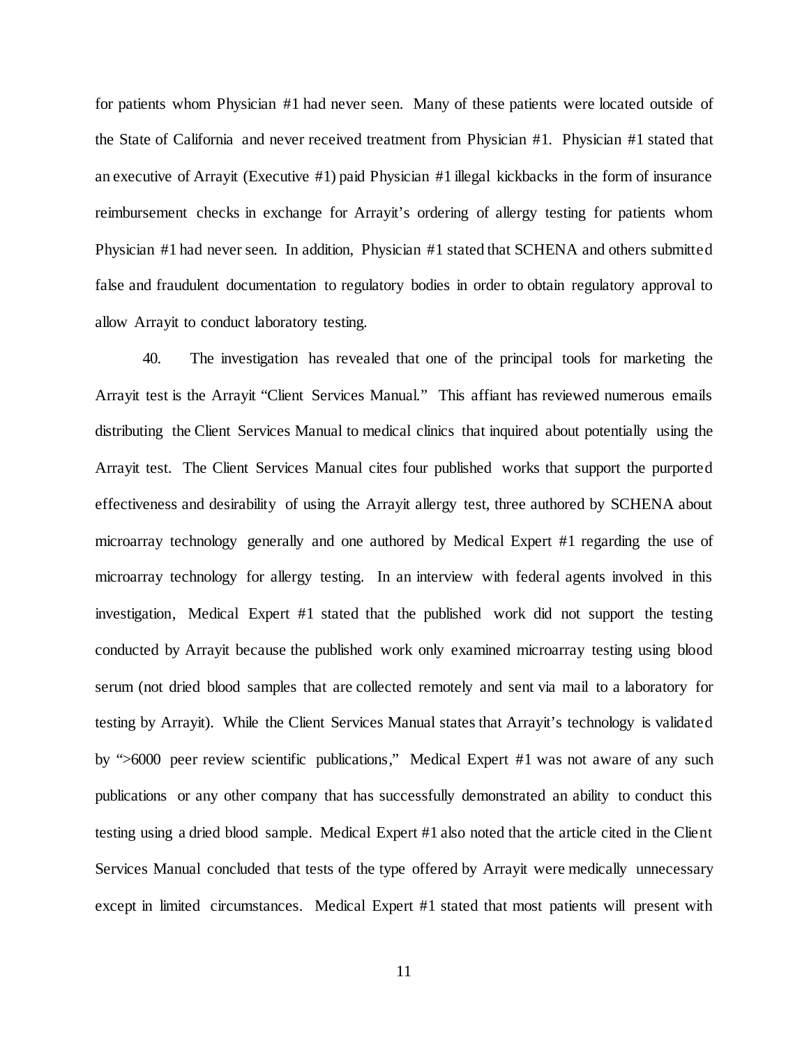for patients whom Physician #1 had never seen. Many of these patients were located outside of the State of California and never received treatment from Physician #1. Physician #1 stated that an executive of Arrayit (Executive #1) paid Physician #1 illegal kickbacks in the form of insurance reimbursement checks in exchange for Arrayit's ordering of allergy testing for patients whom Physician #1 had never seen. In addition, Physician #1 stated that SCHENA and others submitted false and fraudulent documentation to regulatory bodies in order to obtain regulatory approval to allow Arrayit to conduct laboratory testing.

40. The investigation has revealed that one of the principal tools for marketing the Arrayit test is the Arrayit "Client Services Manual." This affiant has reviewed numerous emails distributing the Client Services Manual to medical clinics that inquired about potentially using the Arrayit test. The Client Services Manual cites four published works that support the purported effectiveness and desirability of using the Arrayit allergy test, three authored by SCHENA about microarray technology generally and one authored by Medical Expert #1 regarding the use of microarray technology for allergy testing. In an interview with federal agents involved in this investigation, Medical Expert #1 stated that the published work did not support the testing conducted by Arrayit because the published work only examined microarray testing using blood serum (not dried blood samples that are collected remotely and sent via mail to a laboratory for testing by Arrayit). While the Client Services Manual states that Arrayit's technology is validated by ">6000 peer review scientific publications," Medical Expert #1 was not aware of any such publications or any other company that has successfully demonstrated an ability to conduct this testing using a dried blood sample. Medical Expert #1 also noted that the article cited in the Client Services Manual concluded that tests of the type offered by Arrayit were medically unnecessary except in limited circumstances. Medical Expert #1 stated that most patients will present with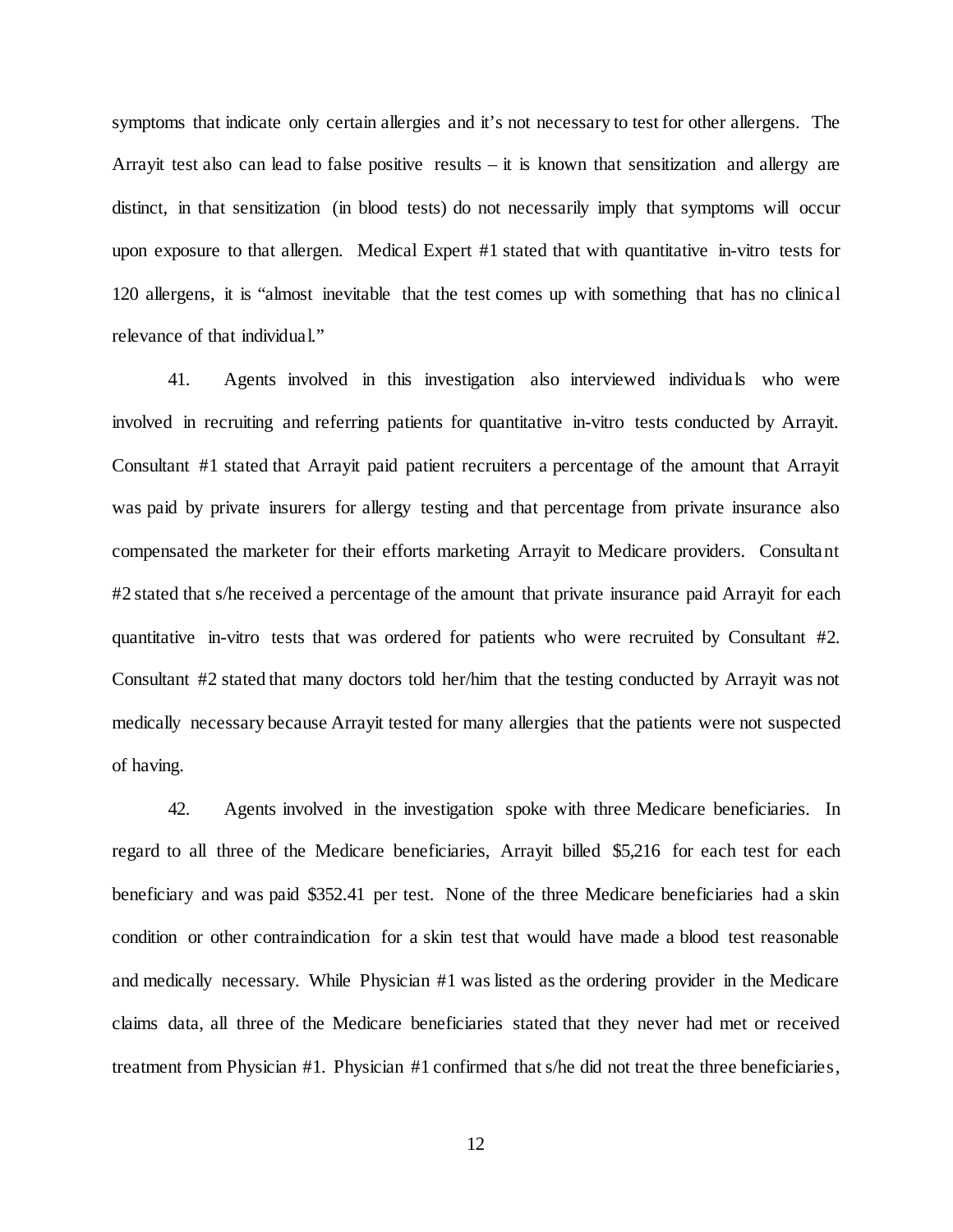symptoms that indicate only certain allergies and it's not necessary to test for other allergens. The Arrayit test also can lead to false positive results – it is known that sensitization and allergy are distinct, in that sensitization (in blood tests) do not necessarily imply that symptoms will occur upon exposure to that allergen. Medical Expert #1 stated that with quantitative in-vitro tests for 120 allergens, it is "almost inevitable that the test comes up with something that has no clinical relevance of that individual."

41. Agents involved in this investigation also interviewed individuals who were involved in recruiting and referring patients for quantitative in-vitro tests conducted by Arrayit. Consultant #1 stated that Arrayit paid patient recruiters a percentage of the amount that Arrayit was paid by private insurers for allergy testing and that percentage from private insurance also compensated the marketer for their efforts marketing Arrayit to Medicare providers. Consultant #2 stated that s/he received a percentage of the amount that private insurance paid Arrayit for each quantitative in-vitro tests that was ordered for patients who were recruited by Consultant #2. Consultant #2 stated that many doctors told her/him that the testing conducted by Arrayit was not medically necessary because Arrayit tested for many allergies that the patients were not suspected of having.

42. Agents involved in the investigation spoke with three Medicare beneficiaries. In regard to all three of the Medicare beneficiaries, Arrayit billed $5,216 for each test for each beneficiary and was paid $352.41 per test. None of the three Medicare beneficiaries had a skin condition or other contraindication for a skin test that would have made a blood test reasonable and medically necessary. While Physician #1 was listed as the ordering provider in the Medicare claims data, all three of the Medicare beneficiaries stated that they never had met or received treatment from Physician #1. Physician #1 confirmed that s/he did not treat the three beneficiaries,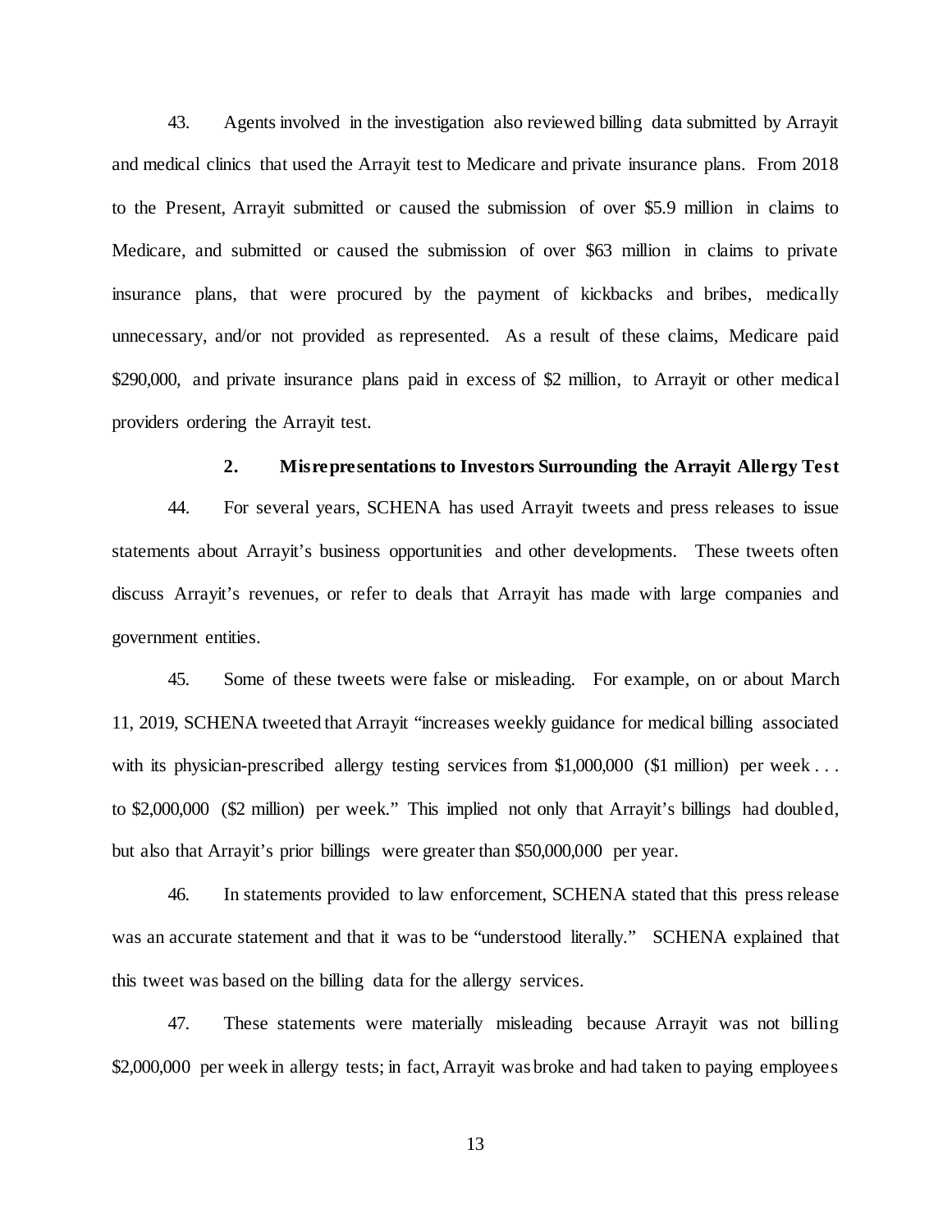43. Agents involved in the investigation also reviewed billing data submitted by Arrayit and medical clinics that used the Arrayit test to Medicare and private insurance plans. From 2018 to the Present, Arrayit submitted or caused the submission of over $5.9 million in claims to Medicare, and submitted or caused the submission of over $63 million in claims to private insurance plans, that were procured by the payment of kickbacks and bribes, medically unnecessary, and/or not provided as represented. As a result of these claims, Medicare paid $290,000, and private insurance plans paid in excess of $2 million, to Arrayit or other medical providers ordering the Arrayit test.

### 2. Misrepresentations to Investors Surrounding the Arrayit Allergy Test

44. For several years, SCHENA has used Arrayit tweets and press releases to issue statements about Arrayit's business opportunities and other developments. These tweets often discuss Arrayit's revenues, or refer to deals that Arrayit has made with large companies and government entities.

45. Some of these tweets were false or misleading. For example, on or about March 11, 2019, SCHENA tweeted that Arrayit "increases weekly guidance for medical billing associated with its physician-prescribed allergy testing services from $1,000,000 ($1 million) per week . . . to $2,000,000 ($2 million) per week." This implied not only that Arrayit's billings had doubled, but also that Arrayit's prior billings were greater than $50,000,000 per year.

46. In statements provided to law enforcement, SCHENA stated that this press release was an accurate statement and that it was to be "understood literally." SCHENA explained that this tweet was based on the billing data for the allergy services.

47. These statements were materially misleading because Arrayit was not billing $2,000,000 per week in allergy tests; in fact, Arrayit was broke and had taken to paying employees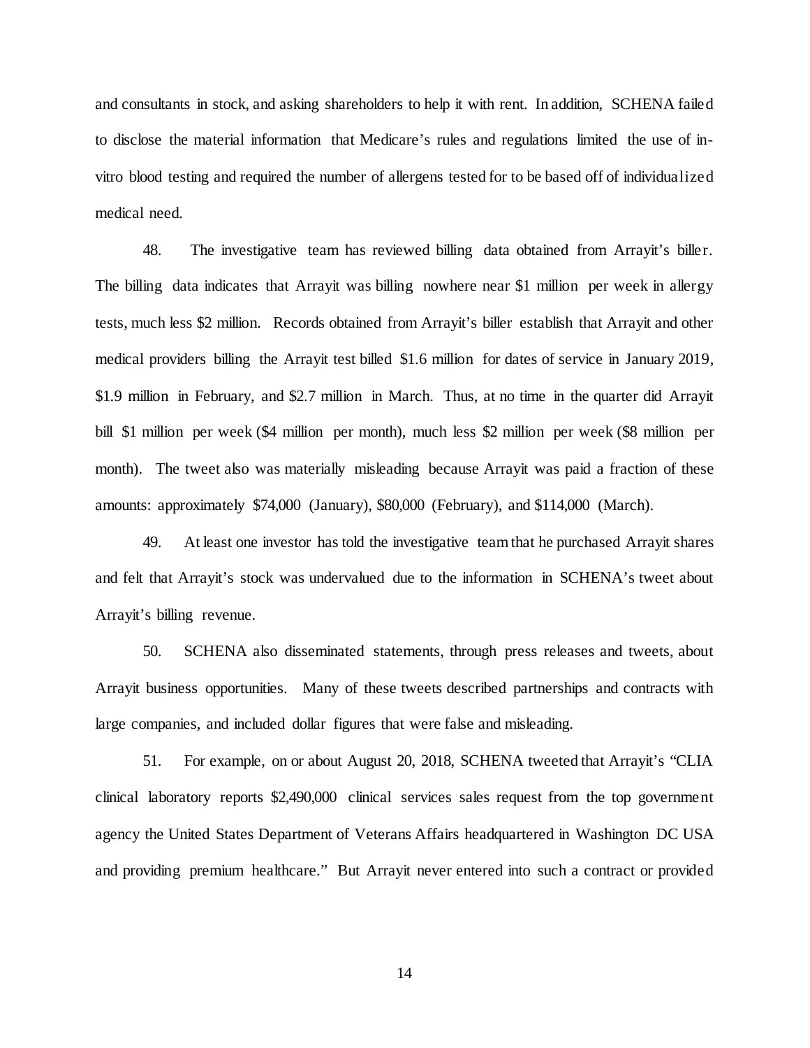and consultants in stock, and asking shareholders to help it with rent. In addition, SCHENA failed to disclose the material information that Medicare's rules and regulations limited the use of in-vitro blood testing and required the number of allergens tested for to be based off of individualized medical need.

48. The investigative team has reviewed billing data obtained from Arrayit's biller. The billing data indicates that Arrayit was billing nowhere near $1 million per week in allergy tests, much less $2 million. Records obtained from Arrayit's biller establish that Arrayit and other medical providers billing the Arrayit test billed $1.6 million for dates of service in January 2019, $1.9 million in February, and $2.7 million in March. Thus, at no time in the quarter did Arrayit bill $1 million per week ($4 million per month), much less $2 million per week ($8 million per month). The tweet also was materially misleading because Arrayit was paid a fraction of these amounts: approximately $74,000 (January), $80,000 (February), and $114,000 (March).

49. At least one investor has told the investigative team that he purchased Arrayit shares and felt that Arrayit's stock was undervalued due to the information in SCHENA's tweet about Arrayit's billing revenue.

50. SCHENA also disseminated statements, through press releases and tweets, about Arrayit business opportunities. Many of these tweets described partnerships and contracts with large companies, and included dollar figures that were false and misleading.

51. For example, on or about August 20, 2018, SCHENA tweeted that Arrayit's "CLIA clinical laboratory reports $2,490,000 clinical services sales request from the top government agency the United States Department of Veterans Affairs headquartered in Washington DC USA and providing premium healthcare." But Arrayit never entered into such a contract or provided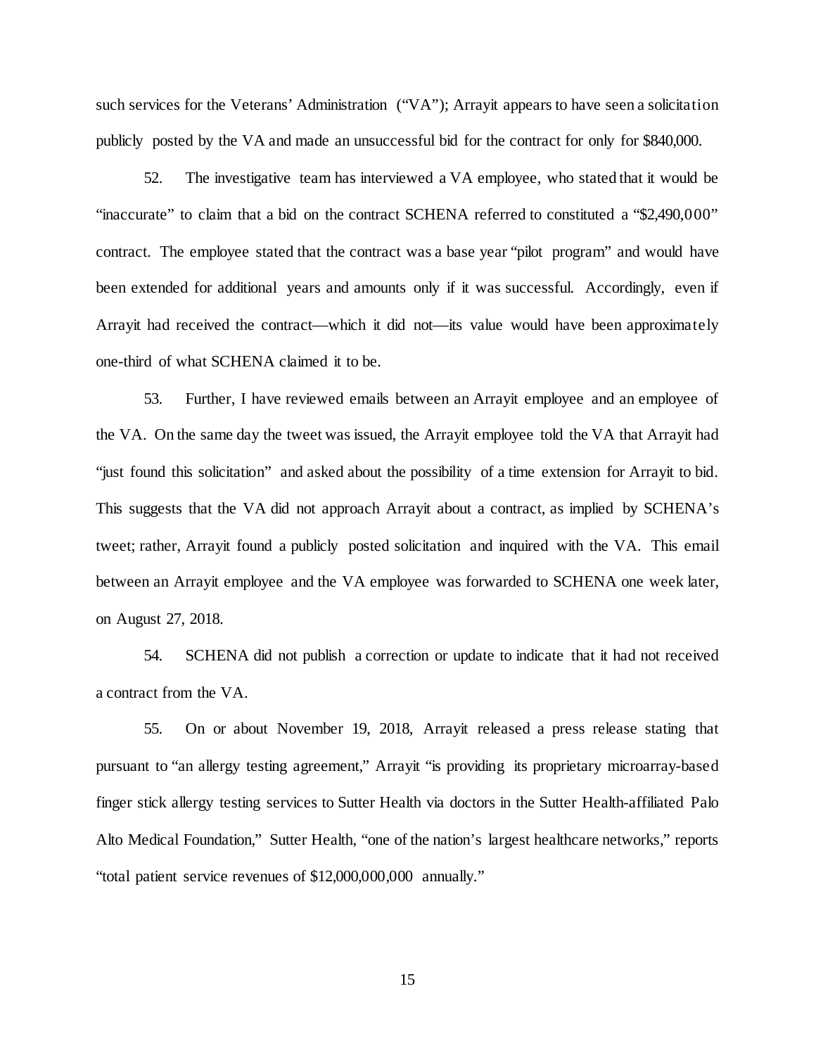such services for the Veterans' Administration ("VA"); Arrayit appears to have seen a solicitation publicly posted by the VA and made an unsuccessful bid for the contract for only for $840,000.

52. The investigative team has interviewed a VA employee, who stated that it would be "inaccurate" to claim that a bid on the contract SCHENA referred to constituted a "$2,490,000" contract. The employee stated that the contract was a base year "pilot program" and would have been extended for additional years and amounts only if it was successful. Accordingly, even if Arrayit had received the contract—which it did not—its value would have been approximately one-third of what SCHENA claimed it to be.

53. Further, I have reviewed emails between an Arrayit employee and an employee of the VA. On the same day the tweet was issued, the Arrayit employee told the VA that Arrayit had "just found this solicitation" and asked about the possibility of a time extension for Arrayit to bid. This suggests that the VA did not approach Arrayit about a contract, as implied by SCHENA's tweet; rather, Arrayit found a publicly posted solicitation and inquired with the VA. This email between an Arrayit employee and the VA employee was forwarded to SCHENA one week later, on August 27, 2018.

54. SCHENA did not publish a correction or update to indicate that it had not received a contract from the VA.

55. On or about November 19, 2018, Arrayit released a press release stating that pursuant to "an allergy testing agreement," Arrayit "is providing its proprietary microarray-based finger stick allergy testing services to Sutter Health via doctors in the Sutter Health-affiliated Palo Alto Medical Foundation," Sutter Health, "one of the nation's largest healthcare networks," reports "total patient service revenues of $12,000,000,000 annually."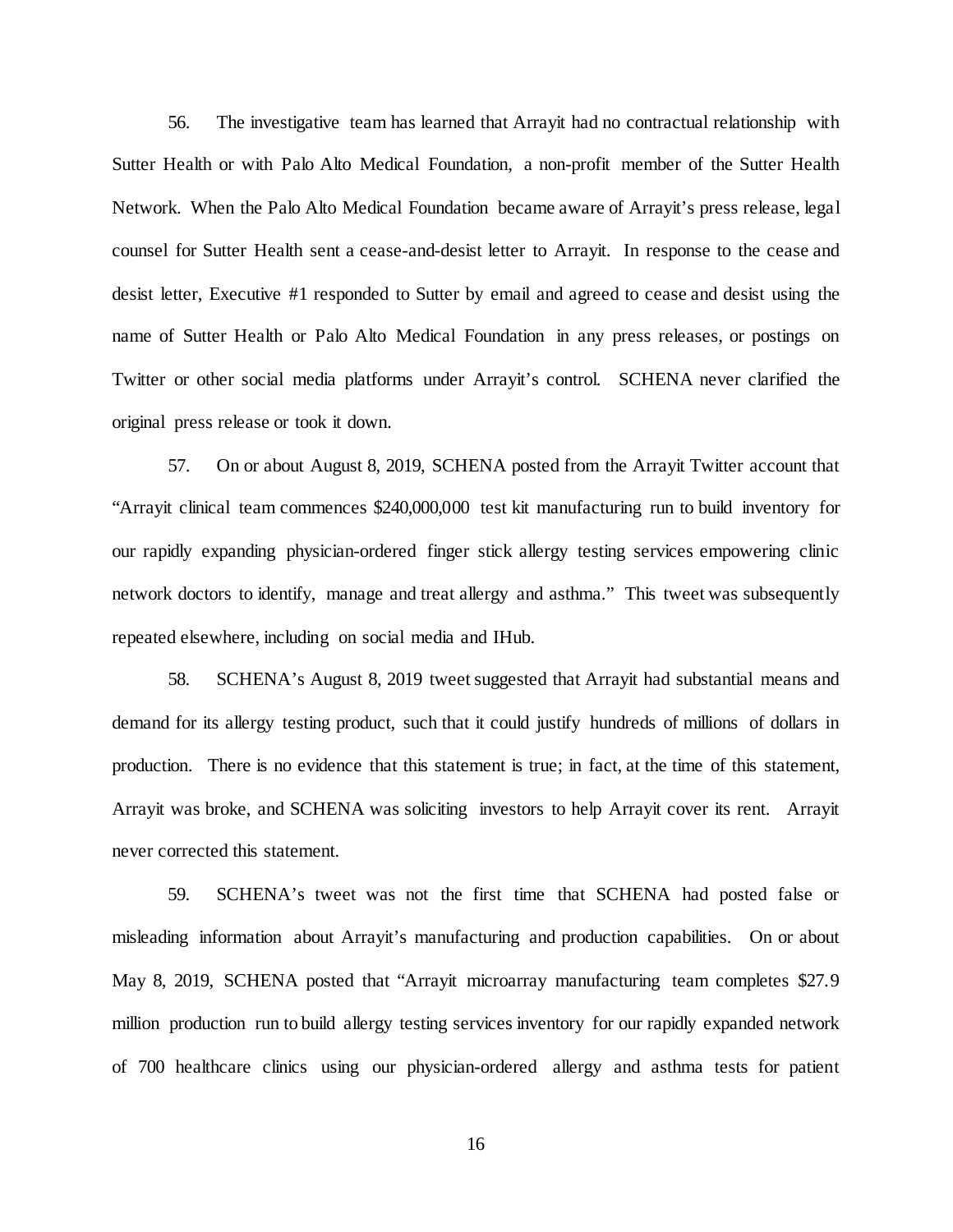56. The investigative team has learned that Arrayit had no contractual relationship with Sutter Health or with Palo Alto Medical Foundation, a non-profit member of the Sutter Health Network. When the Palo Alto Medical Foundation became aware of Arrayit's press release, legal counsel for Sutter Health sent a cease-and-desist letter to Arrayit. In response to the cease and desist letter, Executive #1 responded to Sutter by email and agreed to cease and desist using the name of Sutter Health or Palo Alto Medical Foundation in any press releases, or postings on Twitter or other social media platforms under Arrayit's control. SCHENA never clarified the original press release or took it down.

57. On or about August 8, 2019, SCHENA posted from the Arrayit Twitter account that "Arrayit clinical team commences $240,000,000 test kit manufacturing run to build inventory for our rapidly expanding physician-ordered finger stick allergy testing services empowering clinic network doctors to identify, manage and treat allergy and asthma." This tweet was subsequently repeated elsewhere, including on social media and IHub.

58. SCHENA's August 8, 2019 tweet suggested that Arrayit had substantial means and demand for its allergy testing product, such that it could justify hundreds of millions of dollars in production. There is no evidence that this statement is true; in fact, at the time of this statement, Arrayit was broke, and SCHENA was soliciting investors to help Arrayit cover its rent. Arrayit never corrected this statement.

59. SCHENA's tweet was not the first time that SCHENA had posted false or misleading information about Arrayit's manufacturing and production capabilities. On or about May 8, 2019, SCHENA posted that "Arrayit microarray manufacturing team completes $27.9 million production run to build allergy testing services inventory for our rapidly expanded network of 700 healthcare clinics using our physician-ordered allergy and asthma tests for patient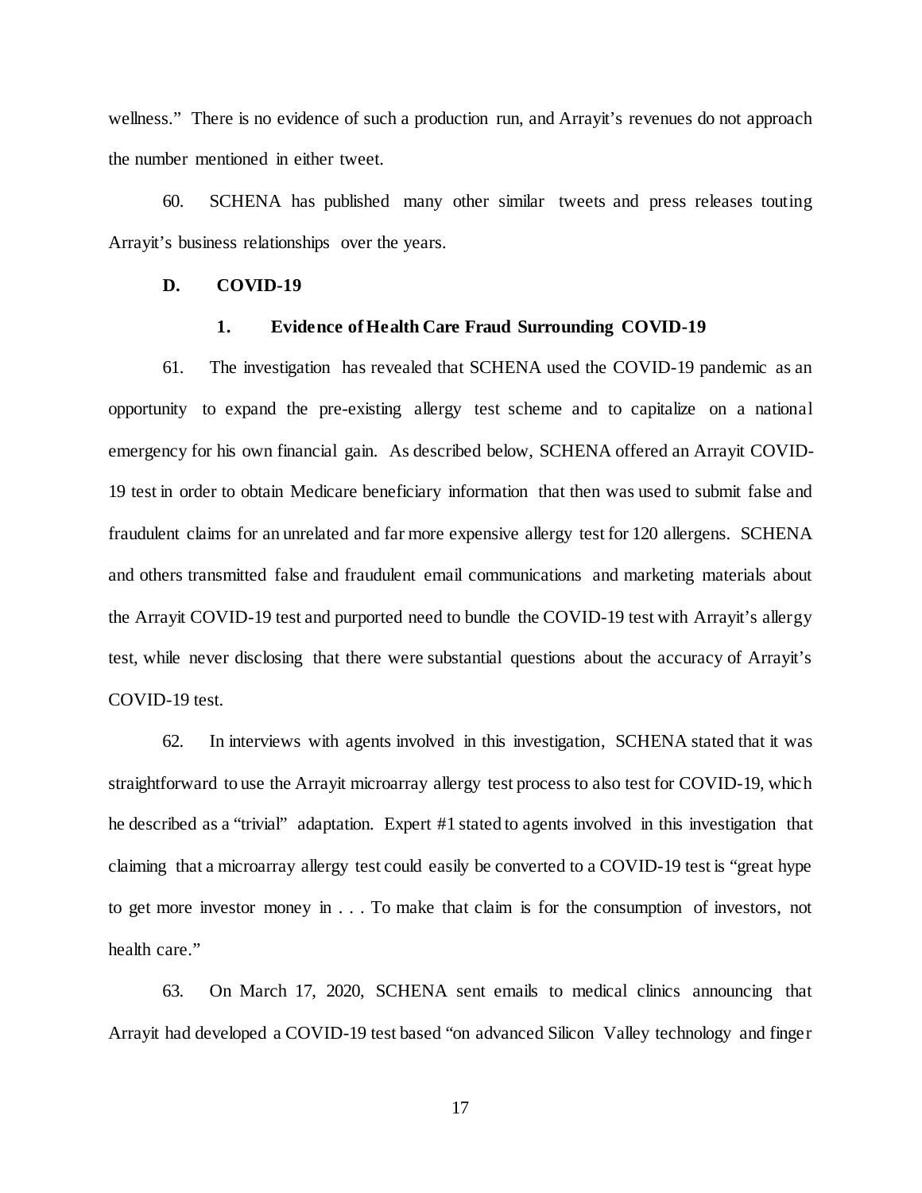wellness." There is no evidence of such a production run, and Arrayit's revenues do not approach the number mentioned in either tweet.

60. SCHENA has published many other similar tweets and press releases touting Arrayit's business relationships over the years.

### D. COVID-19

#### 1. Evidence of Health Care Fraud Surrounding COVID-19

61. The investigation has revealed that SCHENA used the COVID-19 pandemic as an opportunity to expand the pre-existing allergy test scheme and to capitalize on a national emergency for his own financial gain. As described below, SCHENA offered an Arrayit COVID-19 test in order to obtain Medicare beneficiary information that then was used to submit false and fraudulent claims for an unrelated and far more expensive allergy test for 120 allergens. SCHENA and others transmitted false and fraudulent email communications and marketing materials about the Arrayit COVID-19 test and purported need to bundle the COVID-19 test with Arrayit's allergy test, while never disclosing that there were substantial questions about the accuracy of Arrayit's COVID-19 test.

62. In interviews with agents involved in this investigation, SCHENA stated that it was straightforward to use the Arrayit microarray allergy test process to also test for COVID-19, which he described as a "trivial" adaptation. Expert #1 stated to agents involved in this investigation that claiming that a microarray allergy test could easily be converted to a COVID-19 test is "great hype to get more investor money in . . . To make that claim is for the consumption of investors, not health care."

63. On March 17, 2020, SCHENA sent emails to medical clinics announcing that Arrayit had developed a COVID-19 test based "on advanced Silicon Valley technology and finger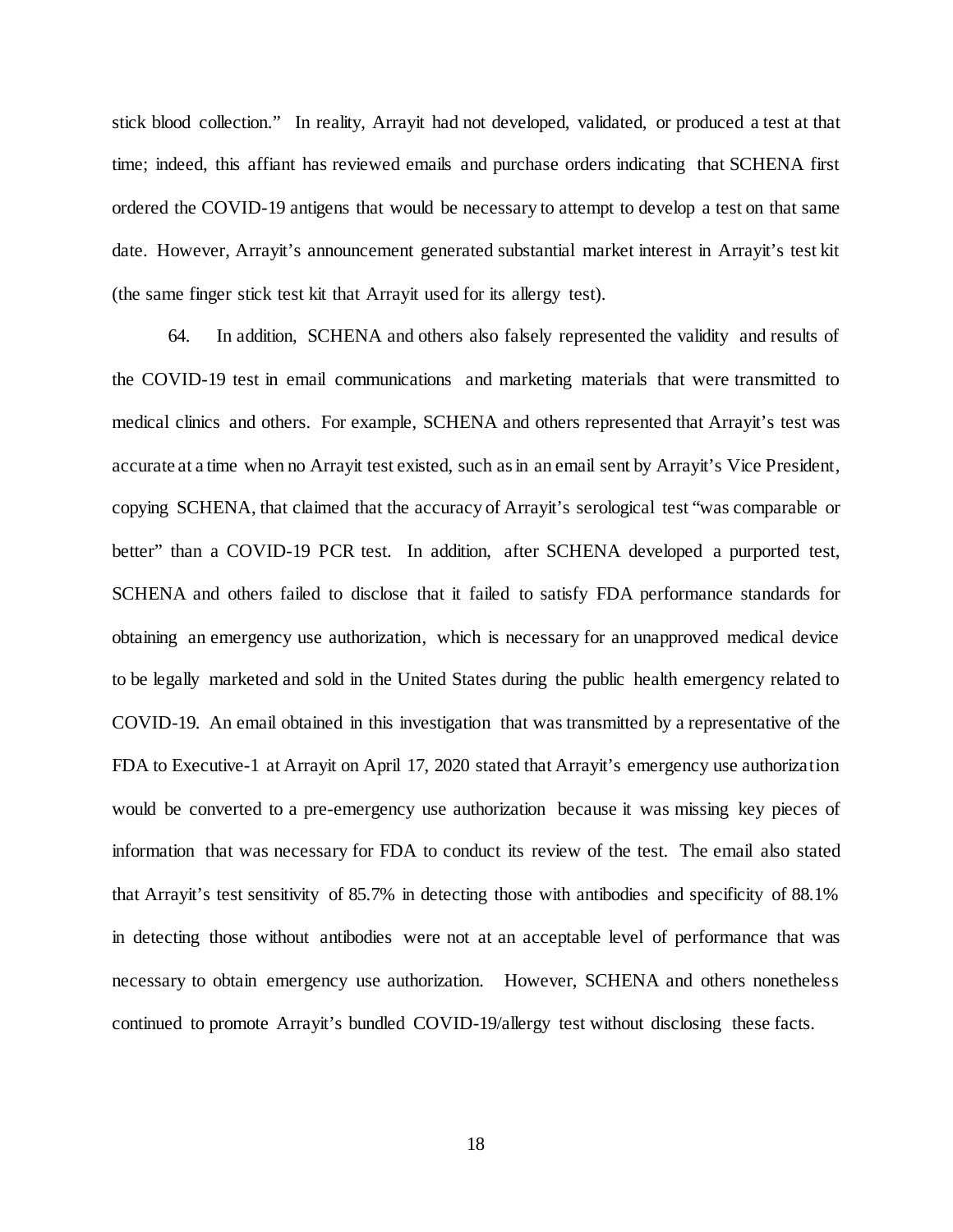stick blood collection." In reality, Arrayit had not developed, validated, or produced a test at that time; indeed, this affiant has reviewed emails and purchase orders indicating that SCHENA first ordered the COVID-19 antigens that would be necessary to attempt to develop a test on that same date. However, Arrayit's announcement generated substantial market interest in Arrayit's test kit (the same finger stick test kit that Arrayit used for its allergy test).

64. In addition, SCHENA and others also falsely represented the validity and results of the COVID-19 test in email communications and marketing materials that were transmitted to medical clinics and others. For example, SCHENA and others represented that Arrayit's test was accurate at a time when no Arrayit test existed, such as in an email sent by Arrayit's Vice President, copying SCHENA, that claimed that the accuracy of Arrayit's serological test "was comparable or better" than a COVID-19 PCR test. In addition, after SCHENA developed a purported test, SCHENA and others failed to disclose that it failed to satisfy FDA performance standards for obtaining an emergency use authorization, which is necessary for an unapproved medical device to be legally marketed and sold in the United States during the public health emergency related to COVID-19. An email obtained in this investigation that was transmitted by a representative of the FDA to Executive-1 at Arrayit on April 17, 2020 stated that Arrayit's emergency use authorization would be converted to a pre-emergency use authorization because it was missing key pieces of information that was necessary for FDA to conduct its review of the test. The email also stated that Arrayit's test sensitivity of 85.7% in detecting those with antibodies and specificity of 88.1% in detecting those without antibodies were not at an acceptable level of performance that was necessary to obtain emergency use authorization. However, SCHENA and others nonetheless continued to promote Arrayit's bundled COVID-19/allergy test without disclosing these facts.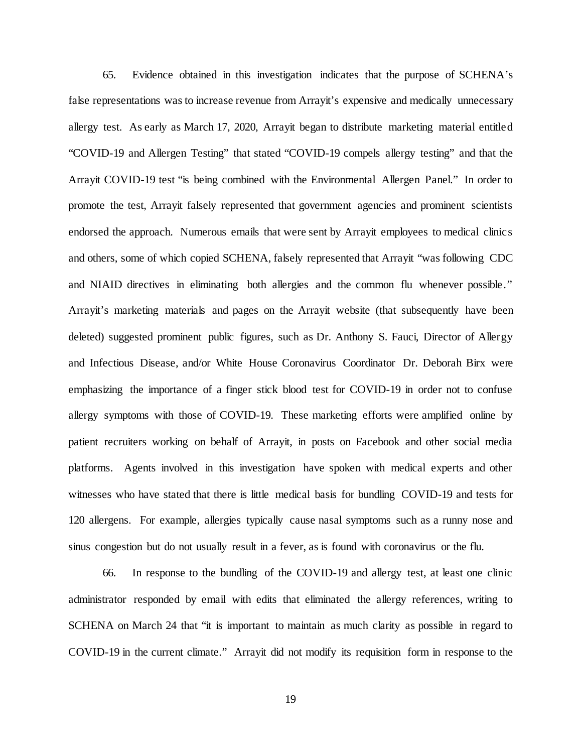65. Evidence obtained in this investigation indicates that the purpose of SCHENA's false representations was to increase revenue from Arrayit's expensive and medically unnecessary allergy test. As early as March 17, 2020, Arrayit began to distribute marketing material entitled "COVID-19 and Allergen Testing" that stated "COVID-19 compels allergy testing" and that the Arrayit COVID-19 test "is being combined with the Environmental Allergen Panel." In order to promote the test, Arrayit falsely represented that government agencies and prominent scientists endorsed the approach. Numerous emails that were sent by Arrayit employees to medical clinics and others, some of which copied SCHENA, falsely represented that Arrayit "was following CDC and NIAID directives in eliminating both allergies and the common flu whenever possible." Arrayit's marketing materials and pages on the Arrayit website (that subsequently have been deleted) suggested prominent public figures, such as Dr. Anthony S. Fauci, Director of Allergy and Infectious Disease, and/or White House Coronavirus Coordinator Dr. Deborah Birx were emphasizing the importance of a finger stick blood test for COVID-19 in order not to confuse allergy symptoms with those of COVID-19. These marketing efforts were amplified online by patient recruiters working on behalf of Arrayit, in posts on Facebook and other social media platforms. Agents involved in this investigation have spoken with medical experts and other witnesses who have stated that there is little medical basis for bundling COVID-19 and tests for 120 allergens. For example, allergies typically cause nasal symptoms such as a runny nose and sinus congestion but do not usually result in a fever, as is found with coronavirus or the flu.

66. In response to the bundling of the COVID-19 and allergy test, at least one clinic administrator responded by email with edits that eliminated the allergy references, writing to SCHENA on March 24 that "it is important to maintain as much clarity as possible in regard to COVID-19 in the current climate." Arrayit did not modify its requisition form in response to the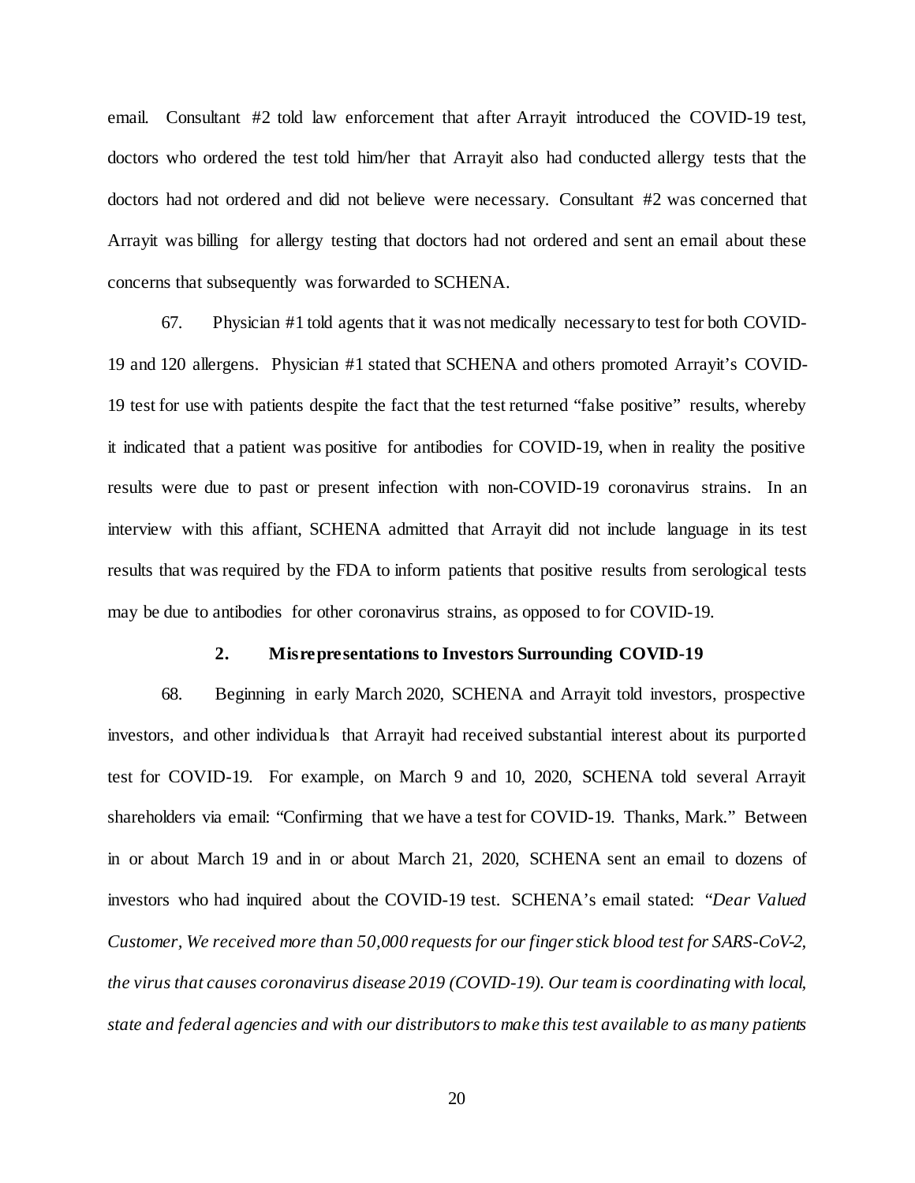email. Consultant #2 told law enforcement that after Arrayit introduced the COVID-19 test, doctors who ordered the test told him/her that Arrayit also had conducted allergy tests that the doctors had not ordered and did not believe were necessary. Consultant #2 was concerned that Arrayit was billing for allergy testing that doctors had not ordered and sent an email about these concerns that subsequently was forwarded to SCHENA.

67. Physician #1 told agents that it was not medically necessary to test for both COVID-19 and 120 allergens. Physician #1 stated that SCHENA and others promoted Arrayit's COVID-19 test for use with patients despite the fact that the test returned "false positive" results, whereby it indicated that a patient was positive for antibodies for COVID-19, when in reality the positive results were due to past or present infection with non-COVID-19 coronavirus strains. In an interview with this affiant, SCHENA admitted that Arrayit did not include language in its test results that was required by the FDA to inform patients that positive results from serological tests may be due to antibodies for other coronavirus strains, as opposed to for COVID-19.

### 2. Misrepresentations to Investors Surrounding COVID-19

68. Beginning in early March 2020, SCHENA and Arrayit told investors, prospective investors, and other individuals that Arrayit had received substantial interest about its purported test for COVID-19. For example, on March 9 and 10, 2020, SCHENA told several Arrayit shareholders via email: "Confirming that we have a test for COVID-19. Thanks, Mark." Between in or about March 19 and in or about March 21, 2020, SCHENA sent an email to dozens of investors who had inquired about the COVID-19 test. SCHENA's email stated: *"Dear Valued Customer, We received more than 50,000 requests for our finger stick blood test for SARS-CoV-2, the virus that causes coronavirus disease 2019 (COVID-19). Our team is coordinating with local, state and federal agencies and with our distributors to make this test available to as many patients*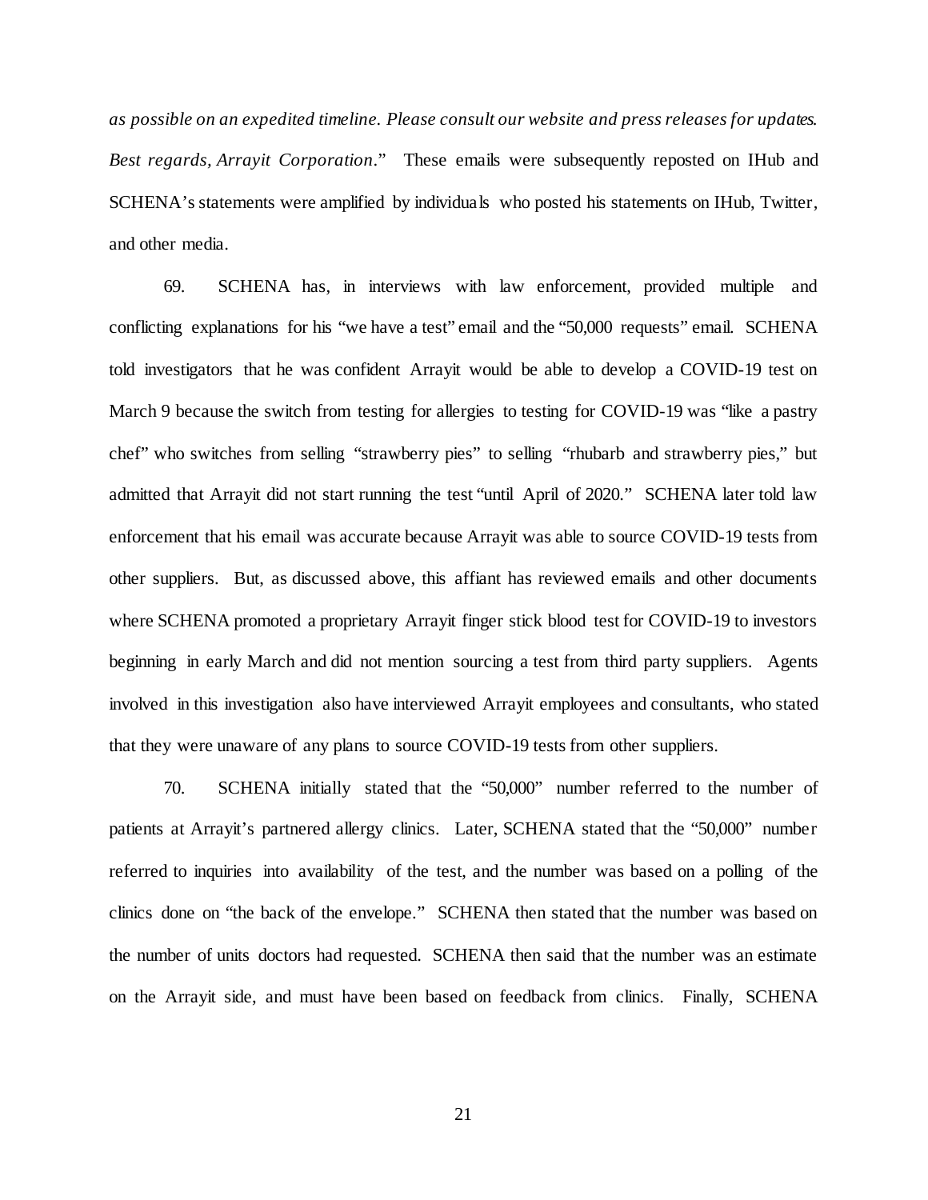*as possible on an expedited timeline. Please consult our website and press releases for updates. Best regards, Arrayit Corporation*." These emails were subsequently reposted on IHub and SCHENA's statements were amplified by individuals who posted his statements on IHub, Twitter, and other media.

69. SCHENA has, in interviews with law enforcement, provided multiple and conflicting explanations for his "we have a test" email and the "50,000 requests" email. SCHENA told investigators that he was confident Arrayit would be able to develop a COVID-19 test on March 9 because the switch from testing for allergies to testing for COVID-19 was "like a pastry chef" who switches from selling "strawberry pies" to selling "rhubarb and strawberry pies," but admitted that Arrayit did not start running the test "until April of 2020." SCHENA later told law enforcement that his email was accurate because Arrayit was able to source COVID-19 tests from other suppliers. But, as discussed above, this affiant has reviewed emails and other documents where SCHENA promoted a proprietary Arrayit finger stick blood test for COVID-19 to investors beginning in early March and did not mention sourcing a test from third party suppliers. Agents involved in this investigation also have interviewed Arrayit employees and consultants, who stated that they were unaware of any plans to source COVID-19 tests from other suppliers.

70. SCHENA initially stated that the "50,000" number referred to the number of patients at Arrayit's partnered allergy clinics. Later, SCHENA stated that the "50,000" number referred to inquiries into availability of the test, and the number was based on a polling of the clinics done on "the back of the envelope." SCHENA then stated that the number was based on the number of units doctors had requested. SCHENA then said that the number was an estimate on the Arrayit side, and must have been based on feedback from clinics. Finally, SCHENA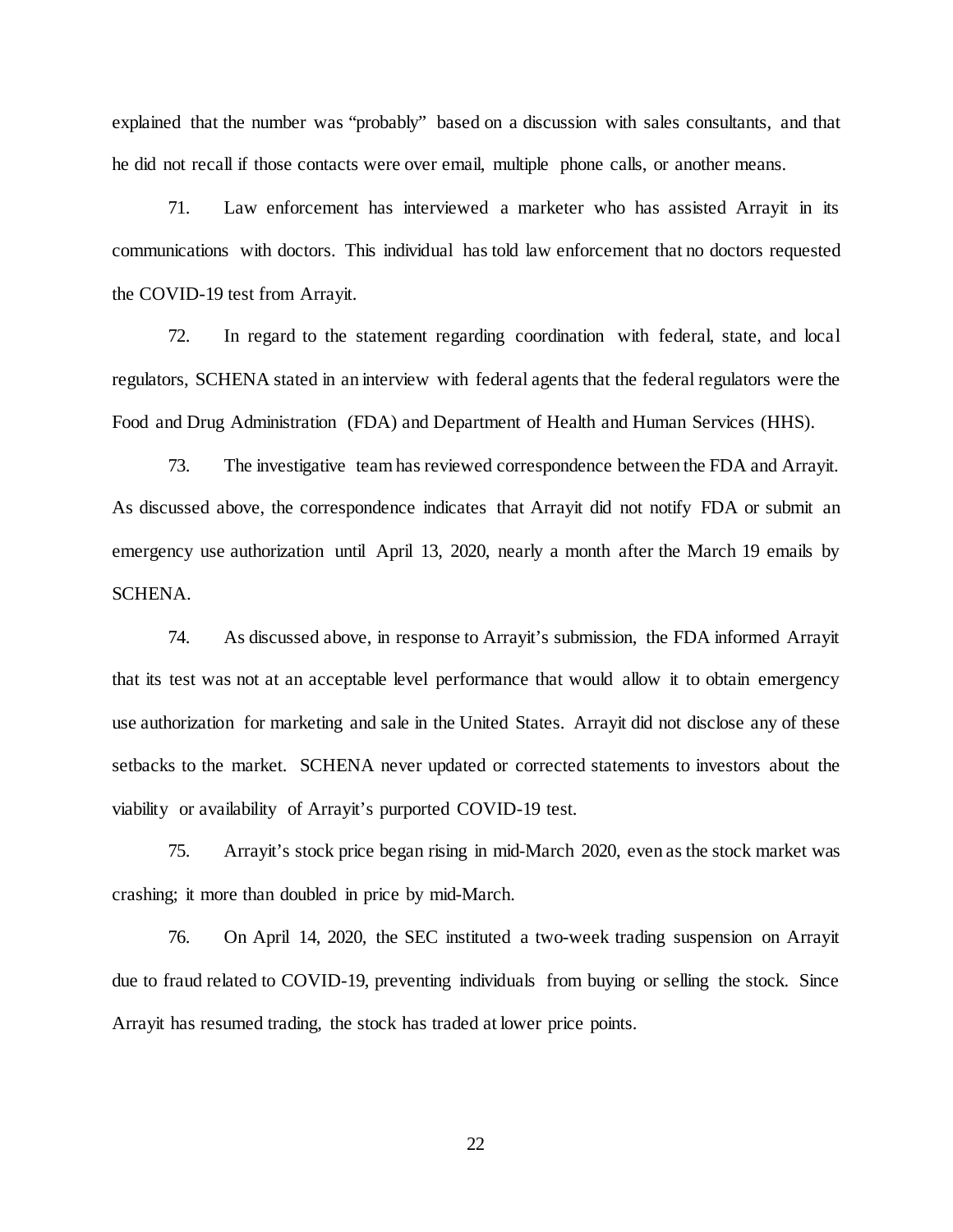explained that the number was "probably" based on a discussion with sales consultants, and that he did not recall if those contacts were over email, multiple phone calls, or another means.

71. Law enforcement has interviewed a marketer who has assisted Arrayit in its communications with doctors. This individual has told law enforcement that no doctors requested the COVID-19 test from Arrayit.

72. In regard to the statement regarding coordination with federal, state, and local regulators, SCHENA stated in an interview with federal agents that the federal regulators were the Food and Drug Administration (FDA) and Department of Health and Human Services (HHS).

73. The investigative team has reviewed correspondence between the FDA and Arrayit. As discussed above, the correspondence indicates that Arrayit did not notify FDA or submit an emergency use authorization until April 13, 2020, nearly a month after the March 19 emails by SCHENA.

74. As discussed above, in response to Arrayit's submission, the FDA informed Arrayit that its test was not at an acceptable level performance that would allow it to obtain emergency use authorization for marketing and sale in the United States. Arrayit did not disclose any of these setbacks to the market. SCHENA never updated or corrected statements to investors about the viability or availability of Arrayit's purported COVID-19 test.

75. Arrayit's stock price began rising in mid-March 2020, even as the stock market was crashing; it more than doubled in price by mid-March.

76. On April 14, 2020, the SEC instituted a two-week trading suspension on Arrayit due to fraud related to COVID-19, preventing individuals from buying or selling the stock. Since Arrayit has resumed trading, the stock has traded at lower price points.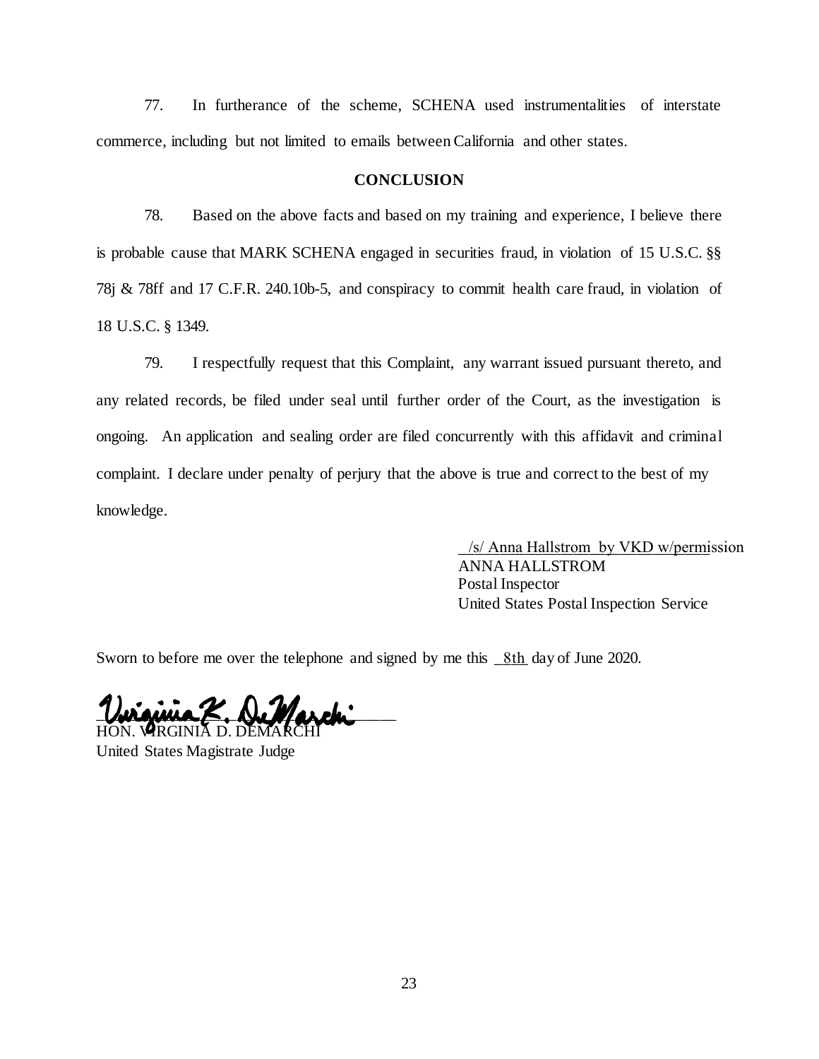77. In furtherance of the scheme, SCHENA used instrumentalities of interstate commerce, including but not limited to emails between California and other states.

## CONCLUSION

78. Based on the above facts and based on my training and experience, I believe there is probable cause that MARK SCHENA engaged in securities fraud, in violation of 15 U.S.C. §§ 78j & 78ff and 17 C.F.R. 240.10b-5, and conspiracy to commit health care fraud, in violation of 18 U.S.C. § 1349.

79. I respectfully request that this Complaint, any warrant issued pursuant thereto, and any related records, be filed under seal until further order of the Court, as the investigation is ongoing. An application and sealing order are filed concurrently with this affidavit and criminal complaint. I declare under penalty of perjury that the above is true and correct to the best of my knowledge.

/s/ Anna Hallstrom by VKD w/permission
ANNA HALLSTROM
Postal Inspector
United States Postal Inspection Service

Sworn to before me over the telephone and signed by me this 8th day of June 2020.

Virginia K. DeMarchi
HON. VIRGINIA D. DEMARCHI
United States Magistrate Judge